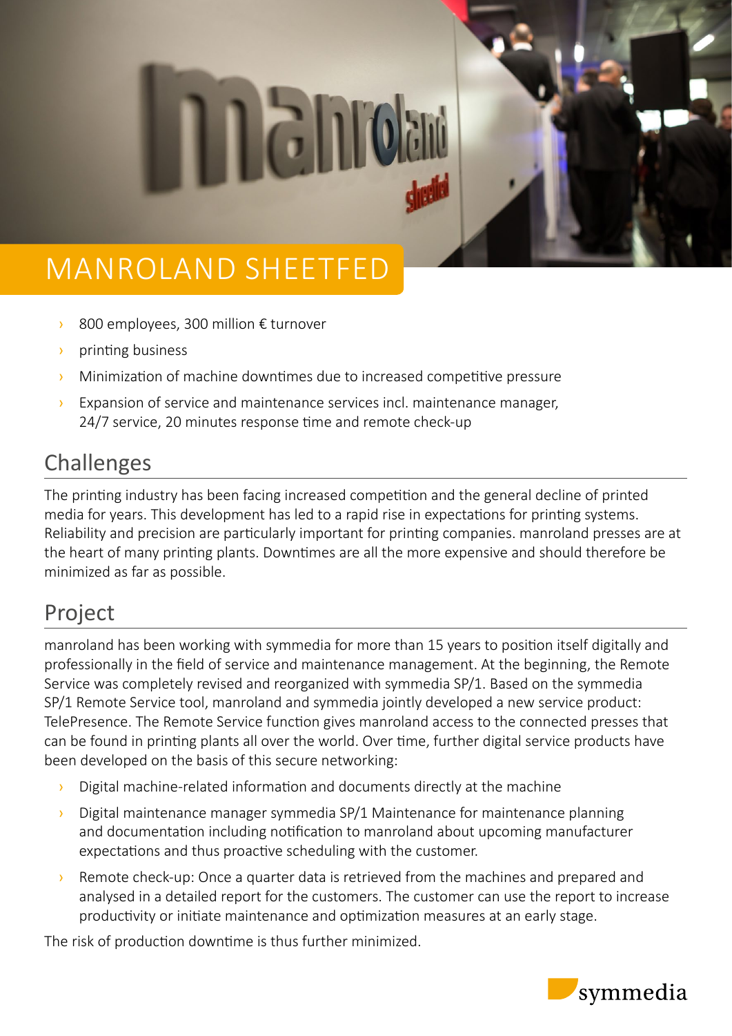# MANROLAND SHEETFED

- 800 employees, 300 million € turnover
- printing business
- Minimization of machine downtimes due to increased competitive pressure
- Expansion of service and maintenance services incl. maintenance manager, 24/7 service, 20 minutes response time and remote check-up

## Challenges

The printing industry has been facing increased competition and the general decline of printed media for years. This development has led to a rapid rise in expectations for printing systems. Reliability and precision are particularly important for printing companies. manroland presses are at the heart of many printing plants. Downtimes are all the more expensive and should therefore be minimized as far as possible.

## Project

manroland has been working with symmedia for more than 15 years to position itself digitally and professionally in the field of service and maintenance management. At the beginning, the Remote Service was completely revised and reorganized with symmedia SP/1. Based on the symmedia SP/1 Remote Service tool, manroland and symmedia jointly developed a new service product: TelePresence. The Remote Service function gives manroland access to the connected presses that can be found in printing plants all over the world. Over time, further digital service products have been developed on the basis of this secure networking:

- Digital machine-related information and documents directly at the machine
- Digital maintenance manager symmedia SP/1 Maintenance for maintenance planning and documentation including notification to manroland about upcoming manufacturer expectations and thus proactive scheduling with the customer.
- Remote check-up: Once a quarter data is retrieved from the machines and prepared and analysed in a detailed report for the customers. The customer can use the report to increase productivity or initiate maintenance and optimization measures at an early stage.

The risk of production downtime is thus further minimized.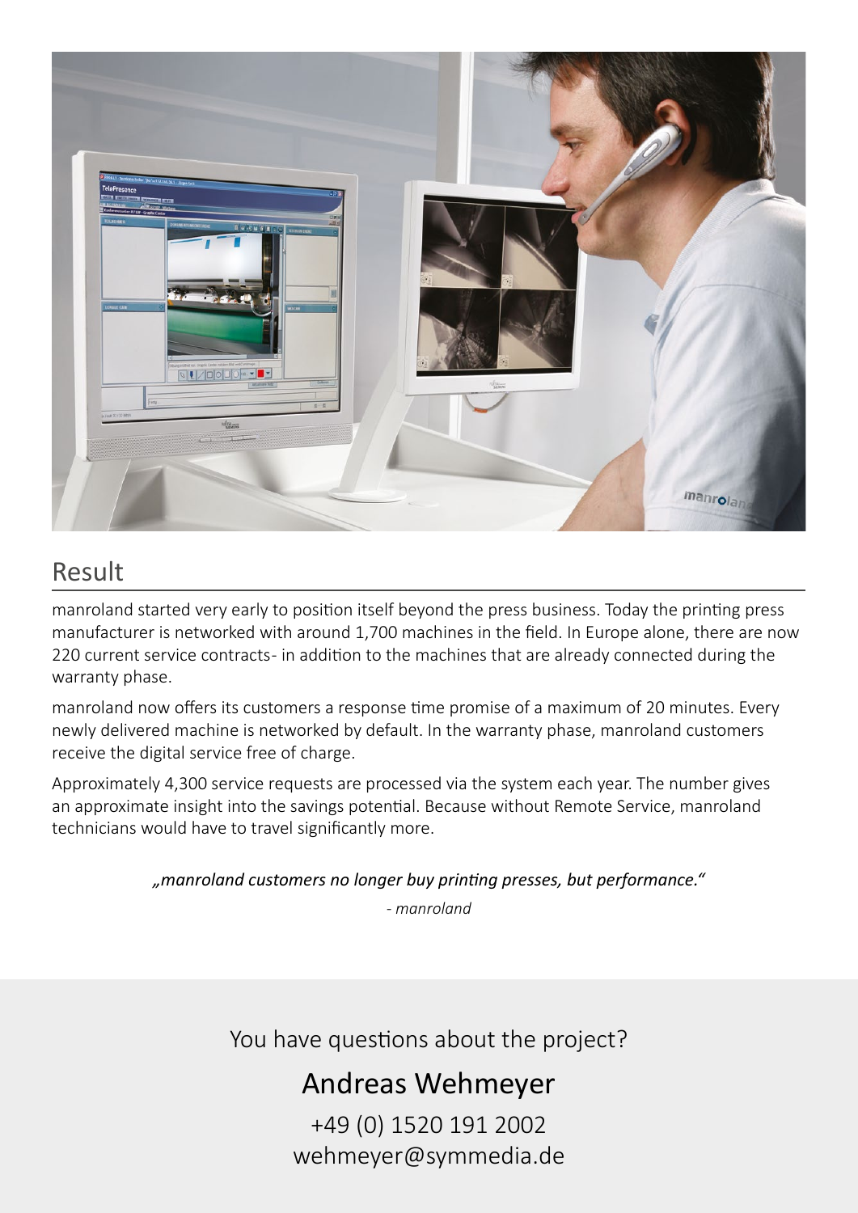## Result

manroland started very early to position itself beyond the press business. Today the printing press manufacturer is networked with around 1,700 machines in the field. In Europe alone, there are now 220 current service contracts- in addition to the machines that are already connected during the warranty phase.

manroland now offers its customers a response time promise of a maximum of 20 minutes. Every newly delivered machine is networked by default. In the warranty phase, manroland customers receive the digital service free of charge.

Approximately 4,300 service requests are processed via the system each year. The number gives an approximate insight into the savings potential. Because without Remote Service, manroland technicians would have to travel significantly more.

*„manroland customers no longer buy printing presses, but performance.“*

*- manroland*

You have questions about the project?

Andreas Wehmeyer

+49 (0) 1520 191 2002

wehmeyer@symmedia.de